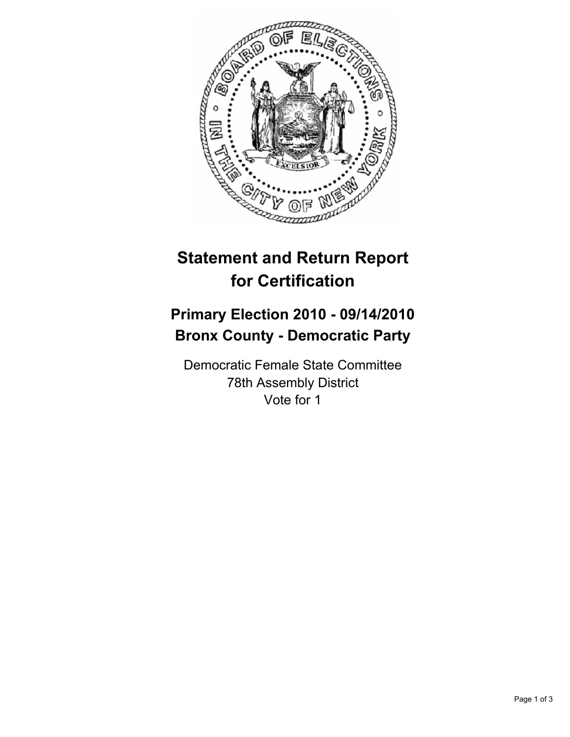# Statement and Return Report for Certification

## Primary Election 2010 - 09/14/2010
## Bronx County - Democratic Party

Democratic Female State Committee
78th Assembly District
Vote for 1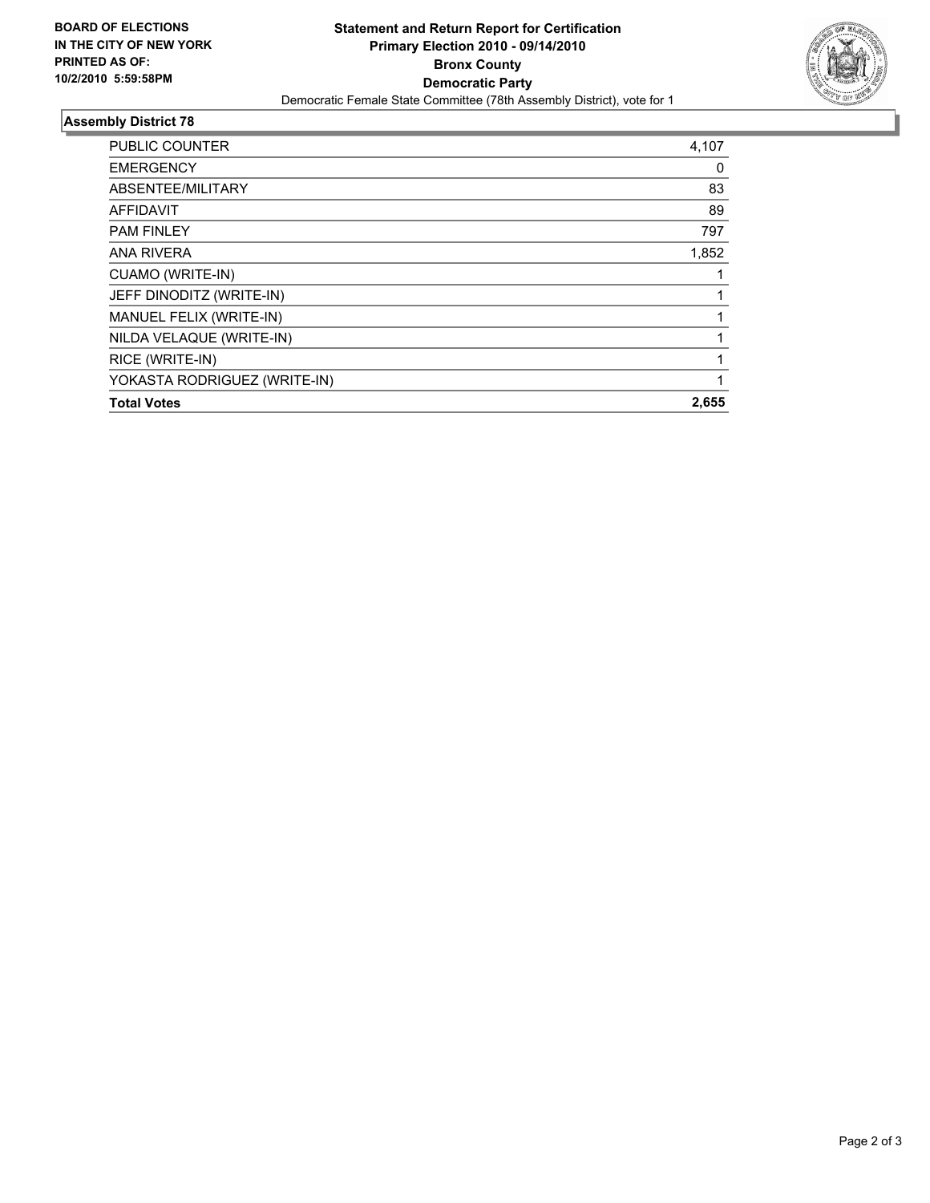**BOARD OF ELECTIONS IN THE CITY OF NEW YORK PRINTED AS OF: 10/2/2010 5:59:58PM**

# Statement and Return Report for Certification
## Primary Election 2010 - 09/14/2010
## Bronx County
## Democratic Party

Democratic Female State Committee (78th Assembly District), vote for 1

### Assembly District 78

| | |
|---|---|
| PUBLIC COUNTER | 4,107 |
| EMERGENCY | 0 |
| ABSENTEE/MILITARY | 83 |
| AFFIDAVIT | 89 |
| PAM FINLEY | 797 |
| ANA RIVERA | 1,852 |
| CUAMO (WRITE-IN) | 1 |
| JEFF DINODITZ (WRITE-IN) | 1 |
| MANUEL FELIX (WRITE-IN) | 1 |
| NILDA VELAQUE (WRITE-IN) | 1 |
| RICE (WRITE-IN) | 1 |
| YOKASTA RODRIGUEZ (WRITE-IN) | 1 |
| **Total Votes** | **2,655** |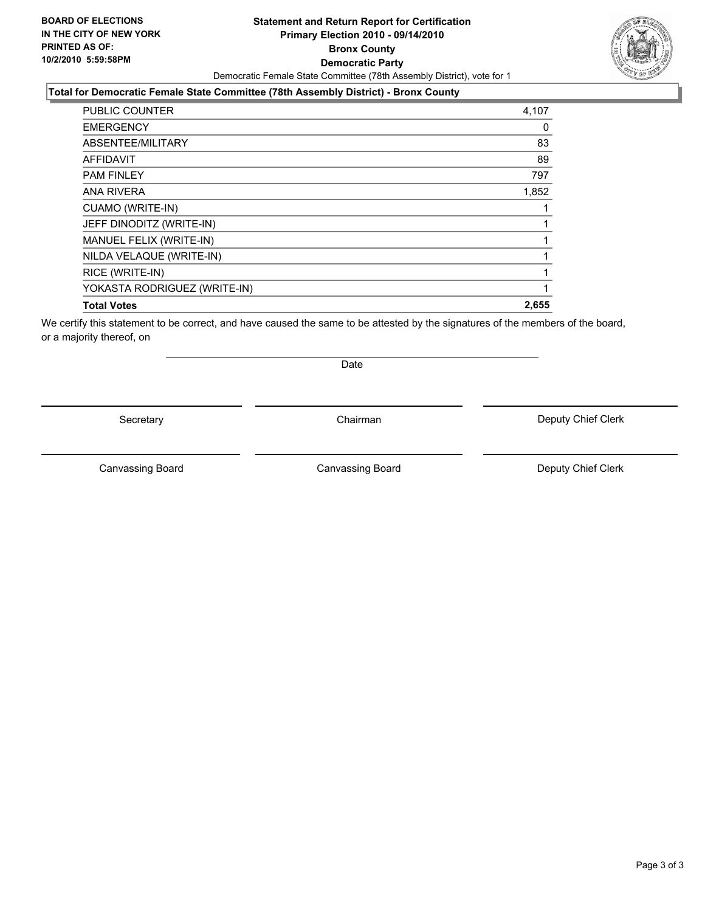**BOARD OF ELECTIONS IN THE CITY OF NEW YORK PRINTED AS OF: 10/2/2010 5:59:58PM**

**Statement and Return Report for Certification**
**Primary Election 2010 - 09/14/2010**
**Bronx County**
**Democratic Party**
Democratic Female State Committee (78th Assembly District), vote for 1

**Total for Democratic Female State Committee (78th Assembly District) - Bronx County**

| | |
|---|---|
| PUBLIC COUNTER | 4,107 |
| EMERGENCY | 0 |
| ABSENTEE/MILITARY | 83 |
| AFFIDAVIT | 89 |
| PAM FINLEY | 797 |
| ANA RIVERA | 1,852 |
| CUAMO (WRITE-IN) | 1 |
| JEFF DINODITZ (WRITE-IN) | 1 |
| MANUEL FELIX (WRITE-IN) | 1 |
| NILDA VELAQUE (WRITE-IN) | 1 |
| RICE (WRITE-IN) | 1 |
| YOKASTA RODRIGUEZ (WRITE-IN) | 1 |
| **Total Votes** | **2,655** |

We certify this statement to be correct, and have caused the same to be attested by the signatures of the members of the board, or a majority thereof, on

Date

Secretary    Chairman    Deputy Chief Clerk

Canvassing Board    Canvassing Board    Deputy Chief Clerk